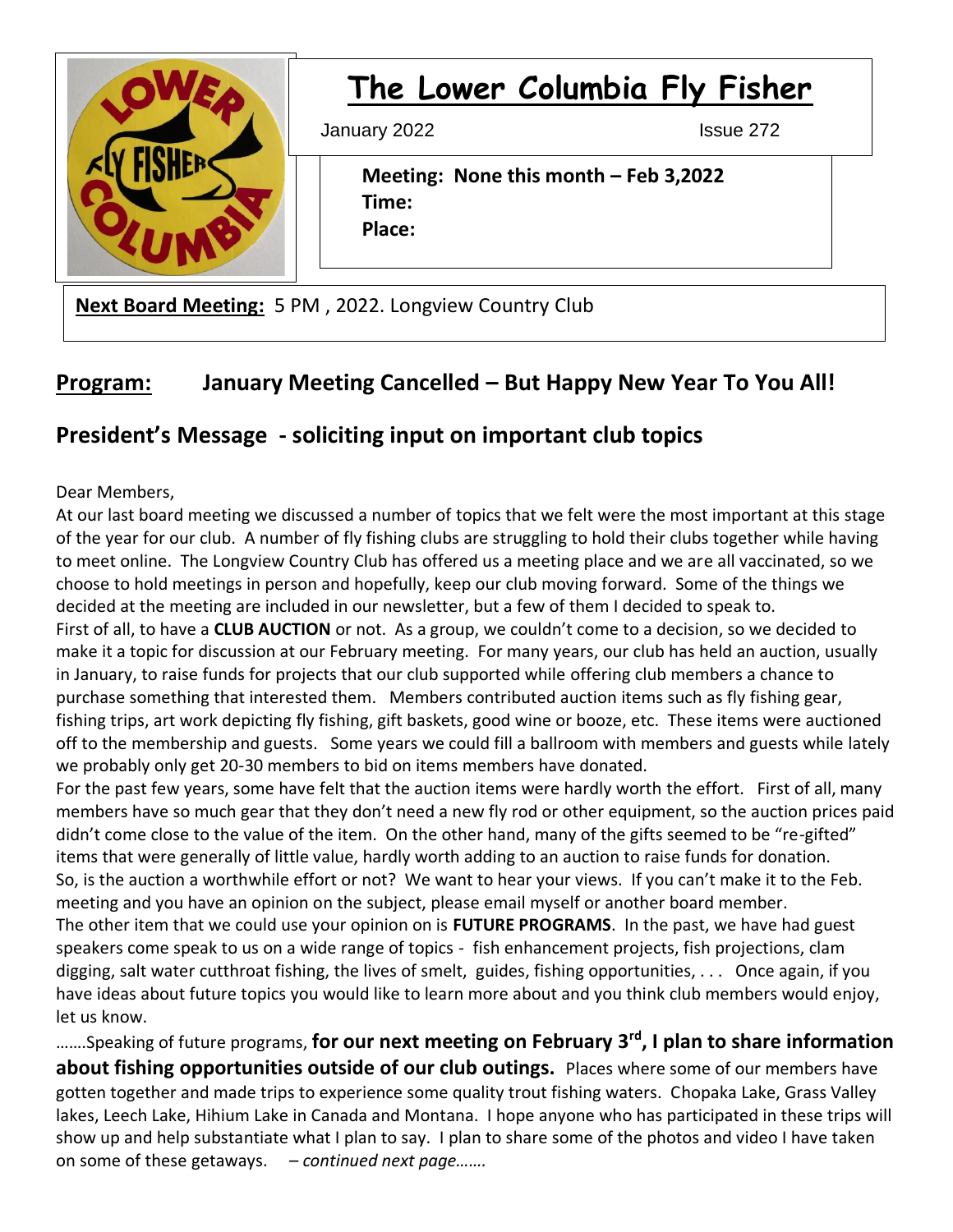# The Lower Columbia Fly Fisher

January 2022 Issue 272

**Meeting: None this month – Feb 3,2022**
**Time:**
**Place:**

**Next Board Meeting:** 5 PM , 2022. Longview Country Club

## Program: January Meeting Cancelled – But Happy New Year To You All!

## President's Message - soliciting input on important club topics

Dear Members,

At our last board meeting we discussed a number of topics that we felt were the most important at this stage of the year for our club. A number of fly fishing clubs are struggling to hold their clubs together while having to meet online. The Longview Country Club has offered us a meeting place and we are all vaccinated, so we choose to hold meetings in person and hopefully, keep our club moving forward. Some of the things we decided at the meeting are included in our newsletter, but a few of them I decided to speak to.

First of all, to have a **CLUB AUCTION** or not. As a group, we couldn't come to a decision, so we decided to make it a topic for discussion at our February meeting. For many years, our club has held an auction, usually in January, to raise funds for projects that our club supported while offering club members a chance to purchase something that interested them. Members contributed auction items such as fly fishing gear, fishing trips, art work depicting fly fishing, gift baskets, good wine or booze, etc. These items were auctioned off to the membership and guests. Some years we could fill a ballroom with members and guests while lately we probably only get 20-30 members to bid on items members have donated.

For the past few years, some have felt that the auction items were hardly worth the effort. First of all, many members have so much gear that they don't need a new fly rod or other equipment, so the auction prices paid didn't come close to the value of the item. On the other hand, many of the gifts seemed to be "re-gifted" items that were generally of little value, hardly worth adding to an auction to raise funds for donation. So, is the auction a worthwhile effort or not? We want to hear your views. If you can't make it to the Feb. meeting and you have an opinion on the subject, please email myself or another board member.

The other item that we could use your opinion on is **FUTURE PROGRAMS**. In the past, we have had guest speakers come speak to us on a wide range of topics - fish enhancement projects, fish projections, clam digging, salt water cutthroat fishing, the lives of smelt, guides, fishing opportunities, . . . Once again, if you have ideas about future topics you would like to learn more about and you think club members would enjoy, let us know.

…….Speaking of future programs, **for our next meeting on February 3rd, I plan to share information about fishing opportunities outside of our club outings.** Places where some of our members have gotten together and made trips to experience some quality trout fishing waters. Chopaka Lake, Grass Valley lakes, Leech Lake, Hihium Lake in Canada and Montana. I hope anyone who has participated in these trips will show up and help substantiate what I plan to say. I plan to share some of the photos and video I have taken on some of these getaways. *– continued next page…….*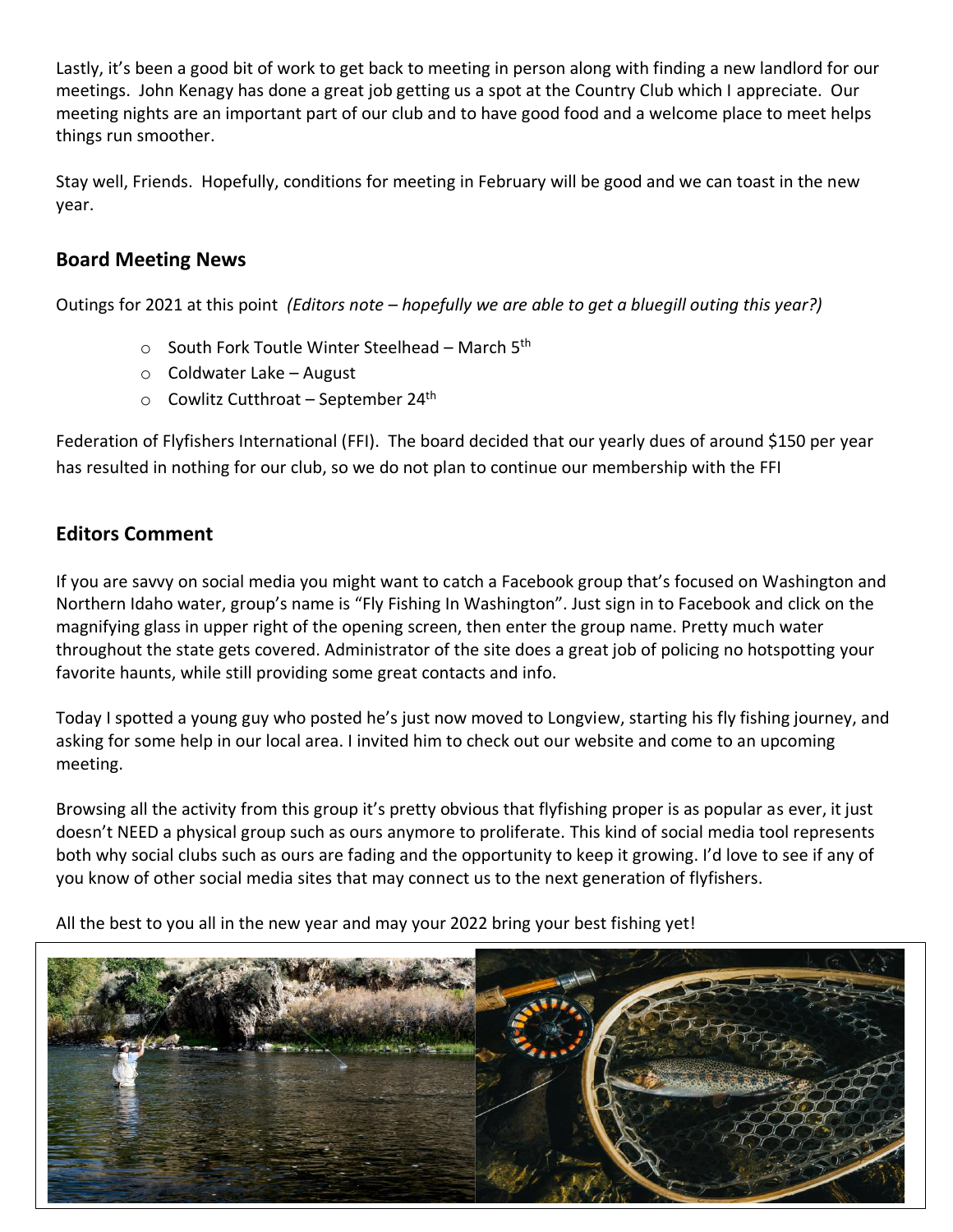Lastly, it's been a good bit of work to get back to meeting in person along with finding a new landlord for our meetings. John Kenagy has done a great job getting us a spot at the Country Club which I appreciate. Our meeting nights are an important part of our club and to have good food and a welcome place to meet helps things run smoother.

Stay well, Friends. Hopefully, conditions for meeting in February will be good and we can toast in the new year.

## Board Meeting News

Outings for 2021 at this point *(Editors note – hopefully we are able to get a bluegill outing this year?)*

- South Fork Toutle Winter Steelhead – March 5th
- Coldwater Lake – August
- Cowlitz Cutthroat – September 24th

Federation of Flyfishers International (FFI). The board decided that our yearly dues of around $150 per year has resulted in nothing for our club, so we do not plan to continue our membership with the FFI

## Editors Comment

If you are savvy on social media you might want to catch a Facebook group that's focused on Washington and Northern Idaho water, group's name is "Fly Fishing In Washington". Just sign in to Facebook and click on the magnifying glass in upper right of the opening screen, then enter the group name. Pretty much water throughout the state gets covered. Administrator of the site does a great job of policing no hotspotting your favorite haunts, while still providing some great contacts and info.

Today I spotted a young guy who posted he's just now moved to Longview, starting his fly fishing journey, and asking for some help in our local area. I invited him to check out our website and come to an upcoming meeting.

Browsing all the activity from this group it's pretty obvious that flyfishing proper is as popular as ever, it just doesn't NEED a physical group such as ours anymore to proliferate. This kind of social media tool represents both why social clubs such as ours are fading and the opportunity to keep it growing. I'd love to see if any of you know of other social media sites that may connect us to the next generation of flyfishers.

All the best to you all in the new year and may your 2022 bring your best fishing yet!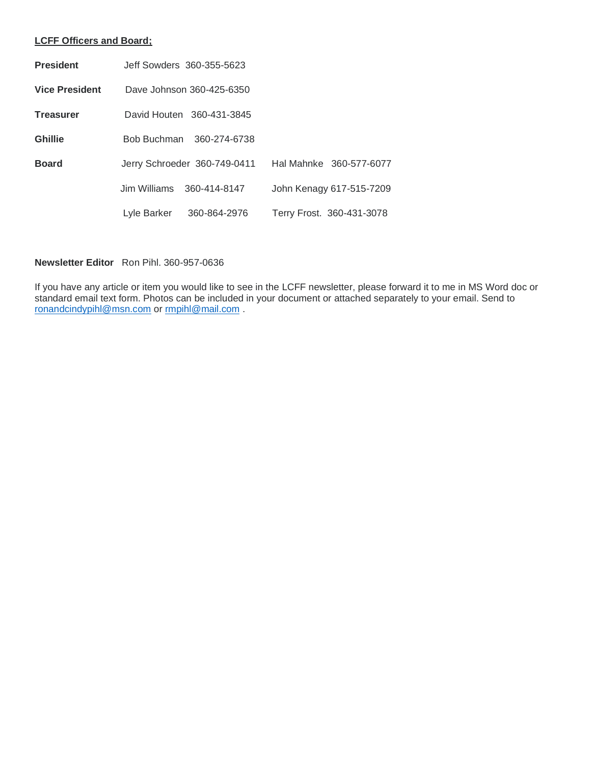**LCFF Officers and Board;**

| | | |
|---|---|---|
| **President** | Jeff Sowders 360-355-5623 | |
| **Vice President** | Dave Johnson 360-425-6350 | |
| **Treasurer** | David Houten 360-431-3845 | |
| **Ghillie** | Bob Buchman 360-274-6738 | |
| **Board** | Jerry Schroeder 360-749-0411 | Hal Mahnke 360-577-6077 |
| | Jim Williams 360-414-8147 | John Kenagy 617-515-7209 |
| | Lyle Barker 360-864-2976 | Terry Frost. 360-431-3078 |

**Newsletter Editor** Ron Pihl. 360-957-0636

If you have any article or item you would like to see in the LCFF newsletter, please forward it to me in MS Word doc or standard email text form. Photos can be included in your document or attached separately to your email. Send to ronandcindypihl@msn.com or rmpihl@mail.com .